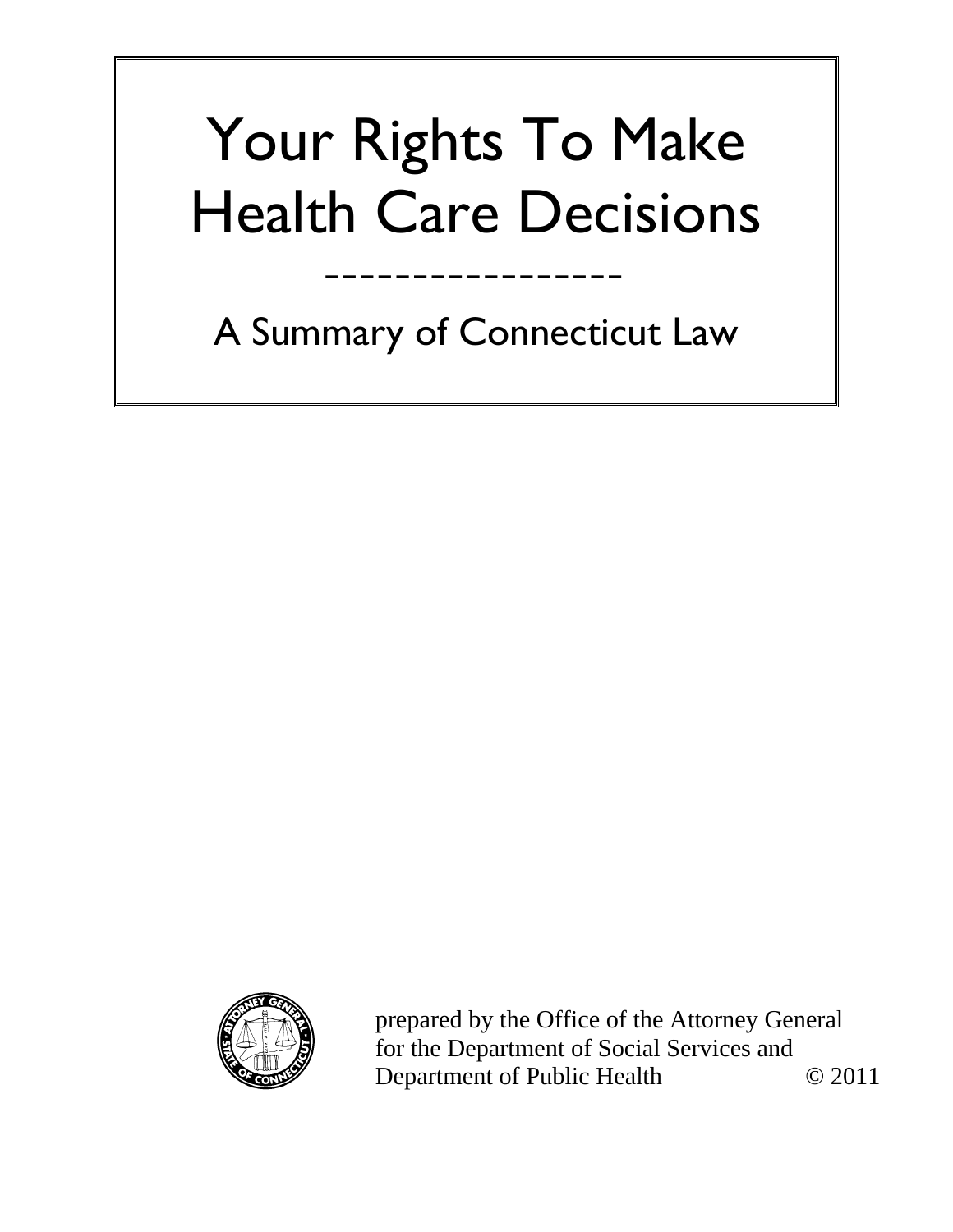# Your Rights To Make Health Care Decisions

-----------------

## A Summary of Connecticut Law

prepared by the Office of the Attorney General
for the Department of Social Services and
Department of Public Health © 2011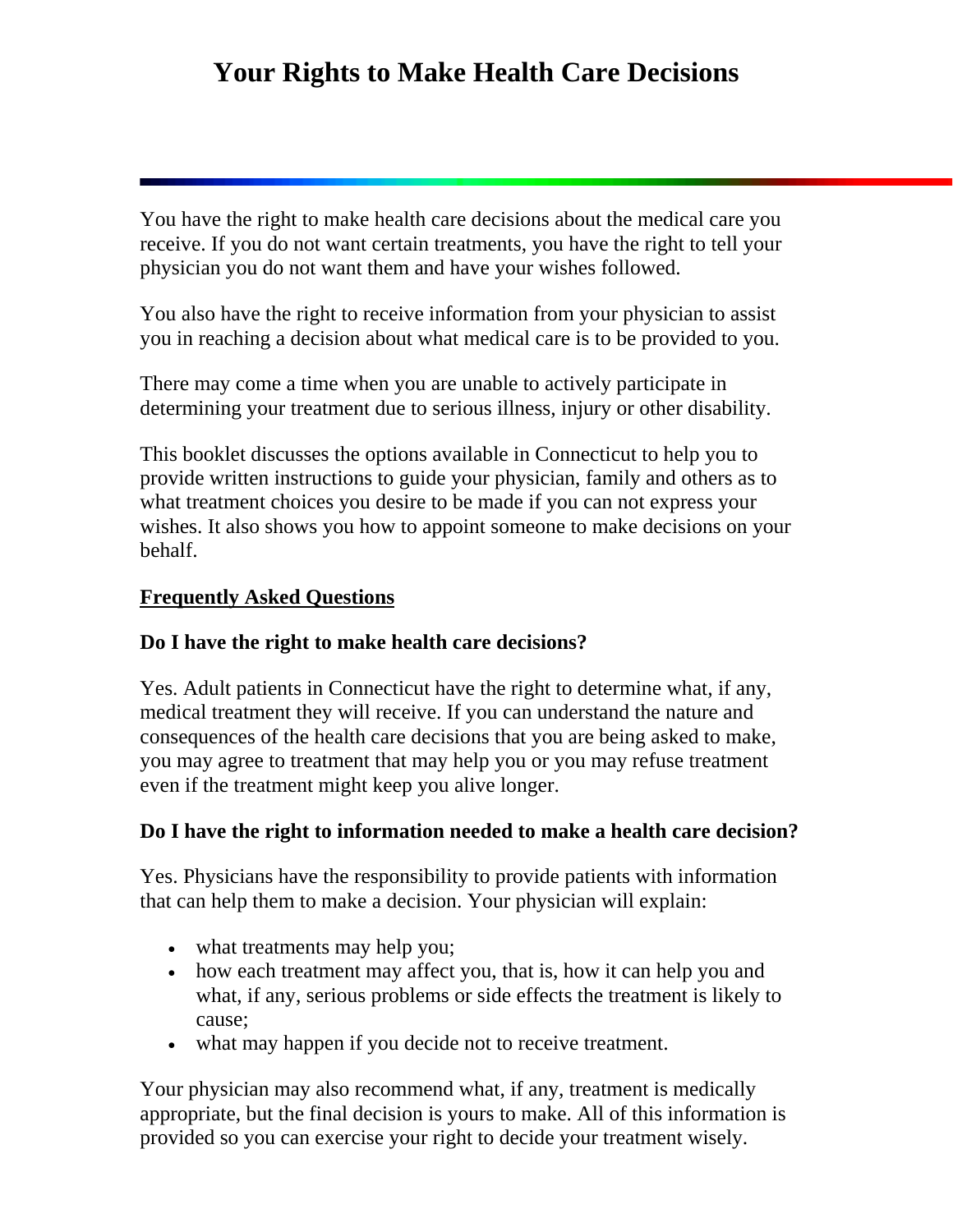# Your Rights to Make Health Care Decisions

---

You have the right to make health care decisions about the medical care you receive. If you do not want certain treatments, you have the right to tell your physician you do not want them and have your wishes followed.

You also have the right to receive information from your physician to assist you in reaching a decision about what medical care is to be provided to you.

There may come a time when you are unable to actively participate in determining your treatment due to serious illness, injury or other disability.

This booklet discusses the options available in Connecticut to help you to provide written instructions to guide your physician, family and others as to what treatment choices you desire to be made if you can not express your wishes. It also shows you how to appoint someone to make decisions on your behalf.

## Frequently Asked Questions

### Do I have the right to make health care decisions?

Yes. Adult patients in Connecticut have the right to determine what, if any, medical treatment they will receive. If you can understand the nature and consequences of the health care decisions that you are being asked to make, you may agree to treatment that may help you or you may refuse treatment even if the treatment might keep you alive longer.

### Do I have the right to information needed to make a health care decision?

Yes. Physicians have the responsibility to provide patients with information that can help them to make a decision. Your physician will explain:

- what treatments may help you;
- how each treatment may affect you, that is, how it can help you and what, if any, serious problems or side effects the treatment is likely to cause;
- what may happen if you decide not to receive treatment.

Your physician may also recommend what, if any, treatment is medically appropriate, but the final decision is yours to make. All of this information is provided so you can exercise your right to decide your treatment wisely.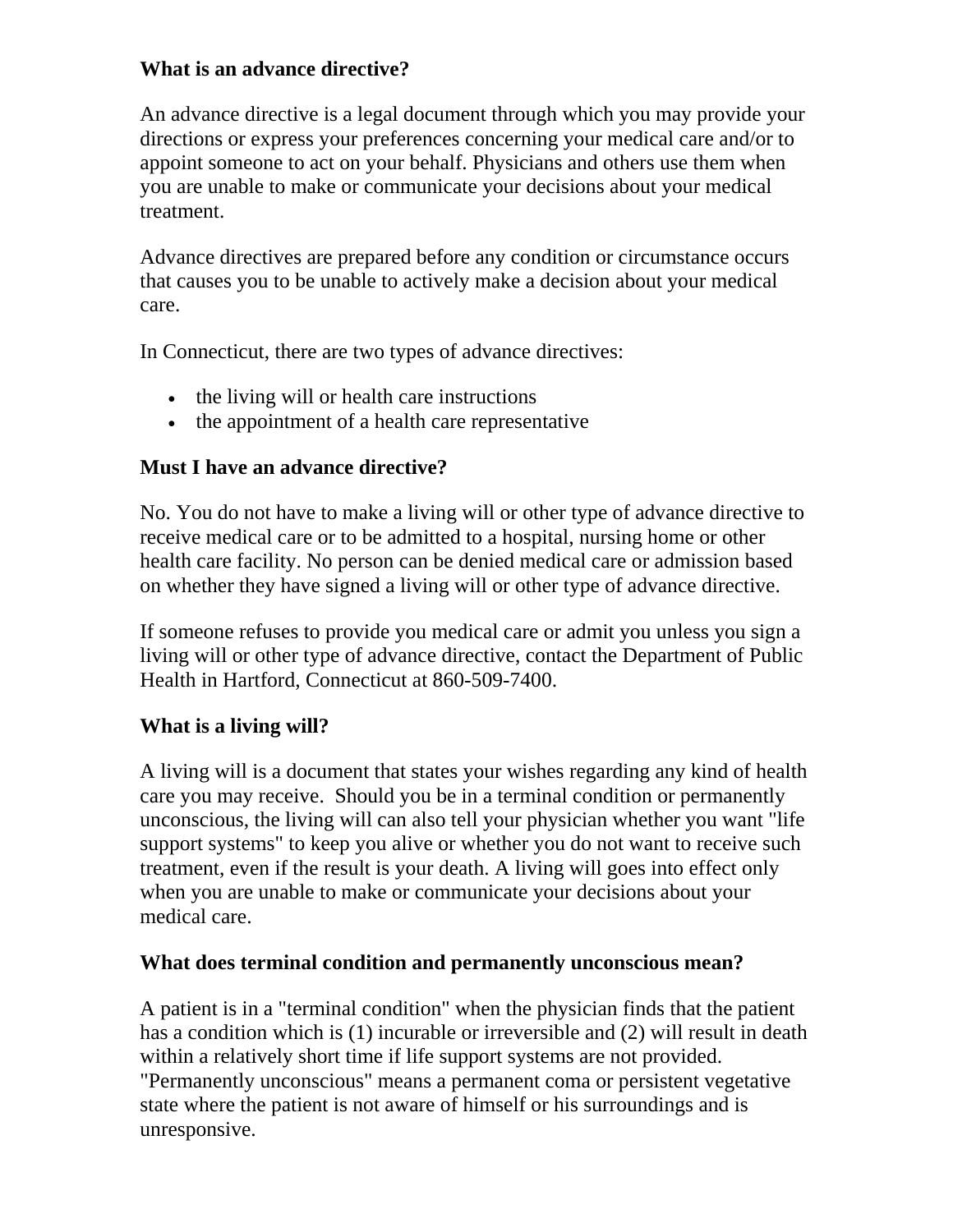### What is an advance directive?

An advance directive is a legal document through which you may provide your directions or express your preferences concerning your medical care and/or to appoint someone to act on your behalf. Physicians and others use them when you are unable to make or communicate your decisions about your medical treatment.

Advance directives are prepared before any condition or circumstance occurs that causes you to be unable to actively make a decision about your medical care.

In Connecticut, there are two types of advance directives:

- the living will or health care instructions
- the appointment of a health care representative

### Must I have an advance directive?

No. You do not have to make a living will or other type of advance directive to receive medical care or to be admitted to a hospital, nursing home or other health care facility. No person can be denied medical care or admission based on whether they have signed a living will or other type of advance directive.

If someone refuses to provide you medical care or admit you unless you sign a living will or other type of advance directive, contact the Department of Public Health in Hartford, Connecticut at 860-509-7400.

### What is a living will?

A living will is a document that states your wishes regarding any kind of health care you may receive. Should you be in a terminal condition or permanently unconscious, the living will can also tell your physician whether you want "life support systems" to keep you alive or whether you do not want to receive such treatment, even if the result is your death. A living will goes into effect only when you are unable to make or communicate your decisions about your medical care.

### What does terminal condition and permanently unconscious mean?

A patient is in a "terminal condition" when the physician finds that the patient has a condition which is (1) incurable or irreversible and (2) will result in death within a relatively short time if life support systems are not provided. "Permanently unconscious" means a permanent coma or persistent vegetative state where the patient is not aware of himself or his surroundings and is unresponsive.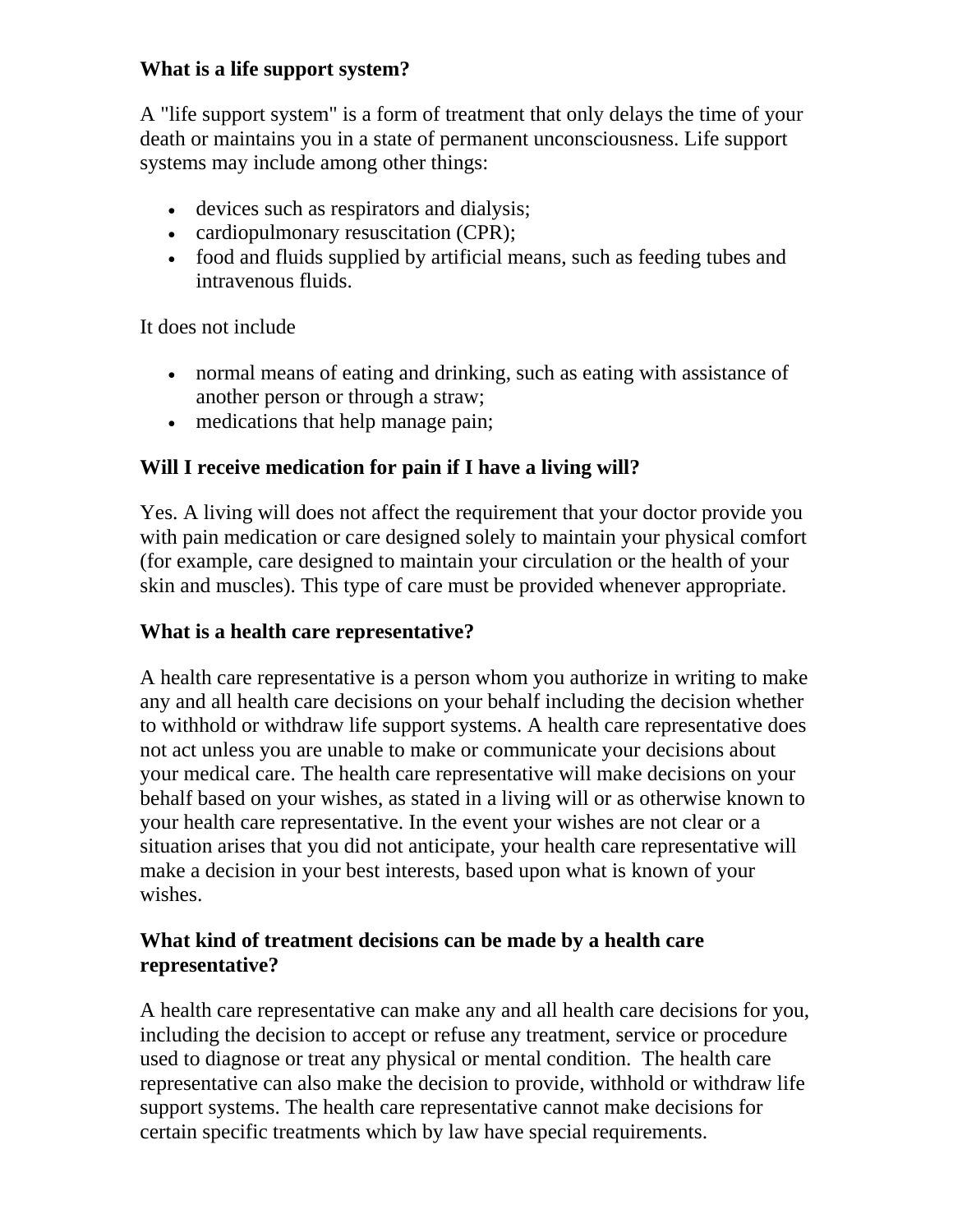**What is a life support system?**

A "life support system" is a form of treatment that only delays the time of your death or maintains you in a state of permanent unconsciousness. Life support systems may include among other things:

- devices such as respirators and dialysis;
- cardiopulmonary resuscitation (CPR);
- food and fluids supplied by artificial means, such as feeding tubes and intravenous fluids.

It does not include

- normal means of eating and drinking, such as eating with assistance of another person or through a straw;
- medications that help manage pain;

**Will I receive medication for pain if I have a living will?**

Yes. A living will does not affect the requirement that your doctor provide you with pain medication or care designed solely to maintain your physical comfort (for example, care designed to maintain your circulation or the health of your skin and muscles). This type of care must be provided whenever appropriate.

**What is a health care representative?**

A health care representative is a person whom you authorize in writing to make any and all health care decisions on your behalf including the decision whether to withhold or withdraw life support systems. A health care representative does not act unless you are unable to make or communicate your decisions about your medical care. The health care representative will make decisions on your behalf based on your wishes, as stated in a living will or as otherwise known to your health care representative. In the event your wishes are not clear or a situation arises that you did not anticipate, your health care representative will make a decision in your best interests, based upon what is known of your wishes.

**What kind of treatment decisions can be made by a health care representative?**

A health care representative can make any and all health care decisions for you, including the decision to accept or refuse any treatment, service or procedure used to diagnose or treat any physical or mental condition. The health care representative can also make the decision to provide, withhold or withdraw life support systems. The health care representative cannot make decisions for certain specific treatments which by law have special requirements.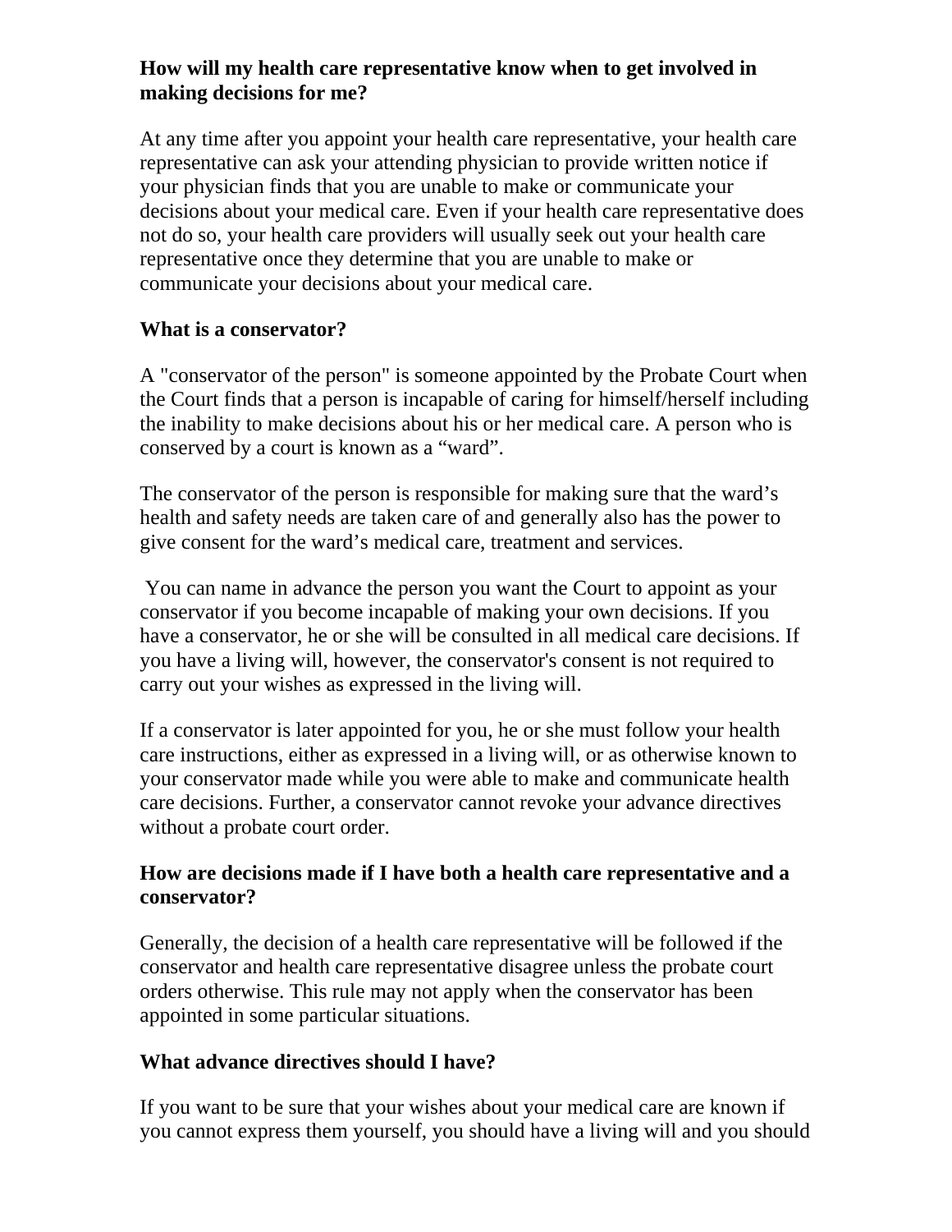**How will my health care representative know when to get involved in making decisions for me?**

At any time after you appoint your health care representative, your health care representative can ask your attending physician to provide written notice if your physician finds that you are unable to make or communicate your decisions about your medical care. Even if your health care representative does not do so, your health care providers will usually seek out your health care representative once they determine that you are unable to make or communicate your decisions about your medical care.

**What is a conservator?**

A "conservator of the person" is someone appointed by the Probate Court when the Court finds that a person is incapable of caring for himself/herself including the inability to make decisions about his or her medical care. A person who is conserved by a court is known as a “ward”.

The conservator of the person is responsible for making sure that the ward’s health and safety needs are taken care of and generally also has the power to give consent for the ward’s medical care, treatment and services.

You can name in advance the person you want the Court to appoint as your conservator if you become incapable of making your own decisions. If you have a conservator, he or she will be consulted in all medical care decisions. If you have a living will, however, the conservator's consent is not required to carry out your wishes as expressed in the living will.

If a conservator is later appointed for you, he or she must follow your health care instructions, either as expressed in a living will, or as otherwise known to your conservator made while you were able to make and communicate health care decisions. Further, a conservator cannot revoke your advance directives without a probate court order.

**How are decisions made if I have both a health care representative and a conservator?**

Generally, the decision of a health care representative will be followed if the conservator and health care representative disagree unless the probate court orders otherwise. This rule may not apply when the conservator has been appointed in some particular situations.

**What advance directives should I have?**

If you want to be sure that your wishes about your medical care are known if you cannot express them yourself, you should have a living will and you should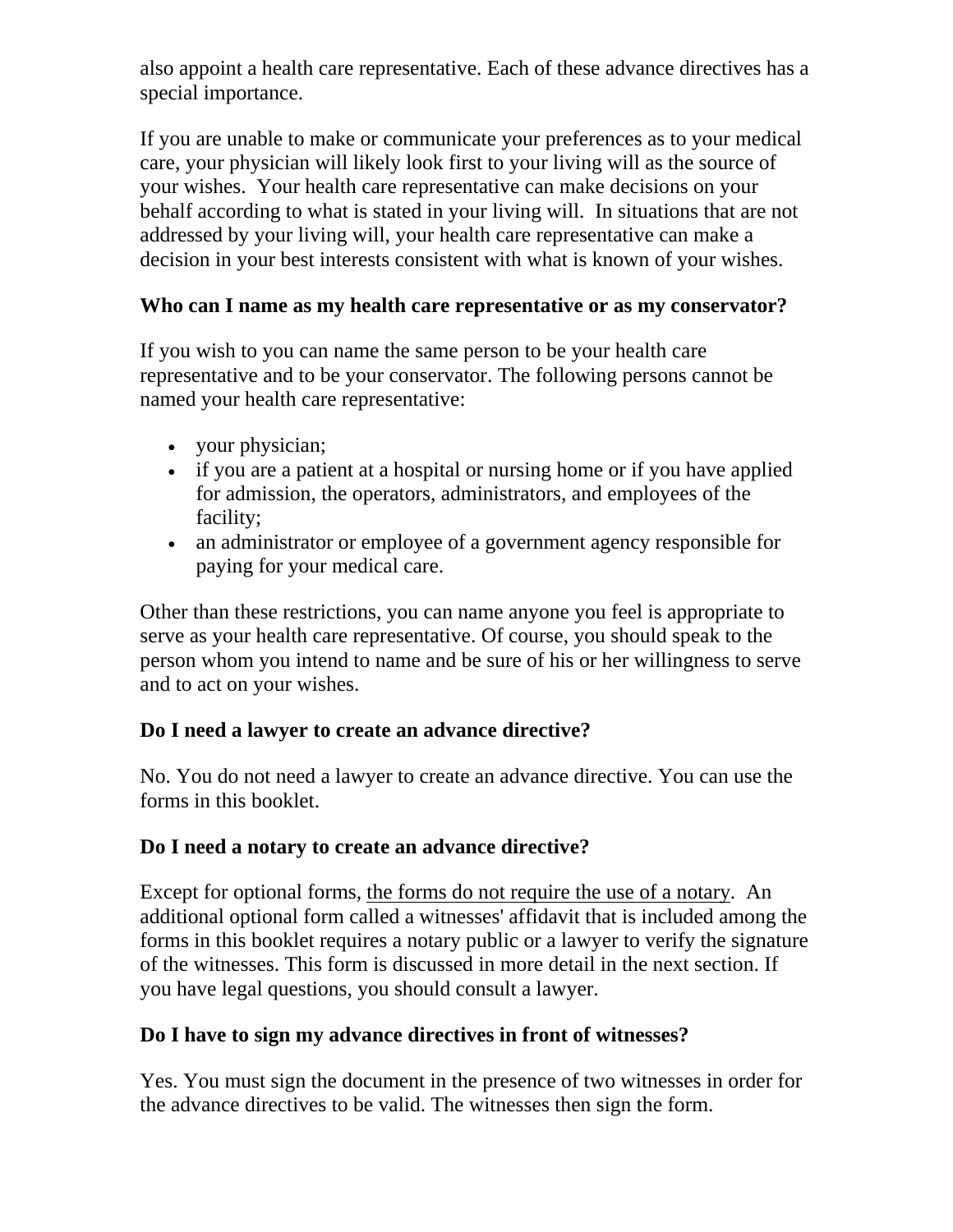also appoint a health care representative. Each of these advance directives has a special importance.

If you are unable to make or communicate your preferences as to your medical care, your physician will likely look first to your living will as the source of your wishes. Your health care representative can make decisions on your behalf according to what is stated in your living will. In situations that are not addressed by your living will, your health care representative can make a decision in your best interests consistent with what is known of your wishes.

### Who can I name as my health care representative or as my conservator?

If you wish to you can name the same person to be your health care representative and to be your conservator. The following persons cannot be named your health care representative:

- your physician;
- if you are a patient at a hospital or nursing home or if you have applied for admission, the operators, administrators, and employees of the facility;
- an administrator or employee of a government agency responsible for paying for your medical care.

Other than these restrictions, you can name anyone you feel is appropriate to serve as your health care representative. Of course, you should speak to the person whom you intend to name and be sure of his or her willingness to serve and to act on your wishes.

### Do I need a lawyer to create an advance directive?

No. You do not need a lawyer to create an advance directive. You can use the forms in this booklet.

### Do I need a notary to create an advance directive?

Except for optional forms, <u>the forms do not require the use of a notary</u>. An additional optional form called a witnesses' affidavit that is included among the forms in this booklet requires a notary public or a lawyer to verify the signature of the witnesses. This form is discussed in more detail in the next section. If you have legal questions, you should consult a lawyer.

### Do I have to sign my advance directives in front of witnesses?

Yes. You must sign the document in the presence of two witnesses in order for the advance directives to be valid. The witnesses then sign the form.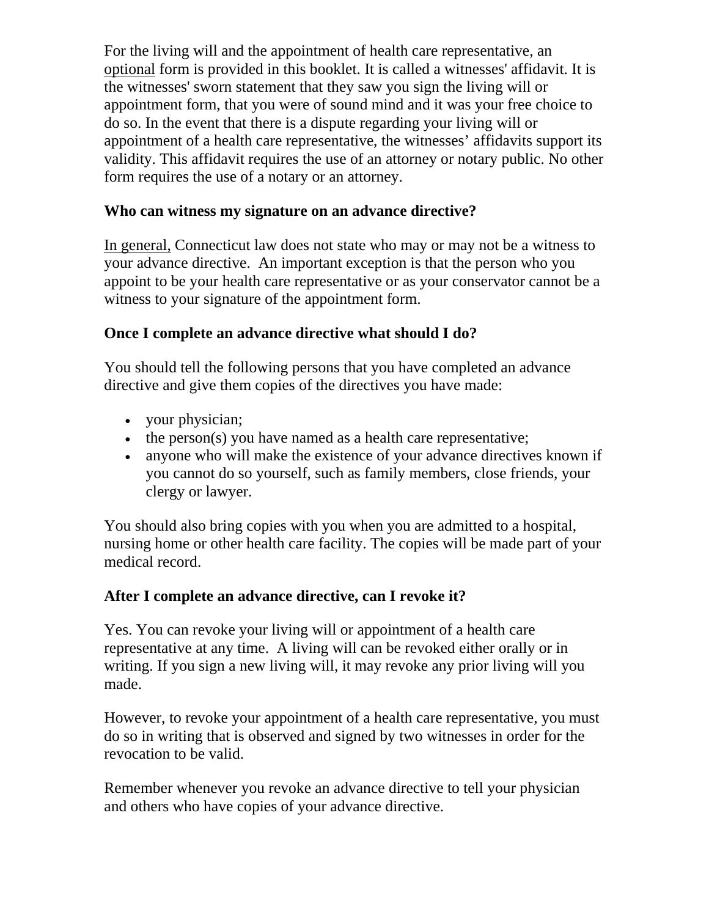For the living will and the appointment of health care representative, an <u>optional</u> form is provided in this booklet. It is called a witnesses' affidavit. It is the witnesses' sworn statement that they saw you sign the living will or appointment form, that you were of sound mind and it was your free choice to do so. In the event that there is a dispute regarding your living will or appointment of a health care representative, the witnesses' affidavits support its validity. This affidavit requires the use of an attorney or notary public. No other form requires the use of a notary or an attorney.

**Who can witness my signature on an advance directive?**

<u>In general,</u> Connecticut law does not state who may or may not be a witness to your advance directive. An important exception is that the person who you appoint to be your health care representative or as your conservator cannot be a witness to your signature of the appointment form.

**Once I complete an advance directive what should I do?**

You should tell the following persons that you have completed an advance directive and give them copies of the directives you have made:

- your physician;
- the person(s) you have named as a health care representative;
- anyone who will make the existence of your advance directives known if you cannot do so yourself, such as family members, close friends, your clergy or lawyer.

You should also bring copies with you when you are admitted to a hospital, nursing home or other health care facility. The copies will be made part of your medical record.

**After I complete an advance directive, can I revoke it?**

Yes. You can revoke your living will or appointment of a health care representative at any time. A living will can be revoked either orally or in writing. If you sign a new living will, it may revoke any prior living will you made.

However, to revoke your appointment of a health care representative, you must do so in writing that is observed and signed by two witnesses in order for the revocation to be valid.

Remember whenever you revoke an advance directive to tell your physician and others who have copies of your advance directive.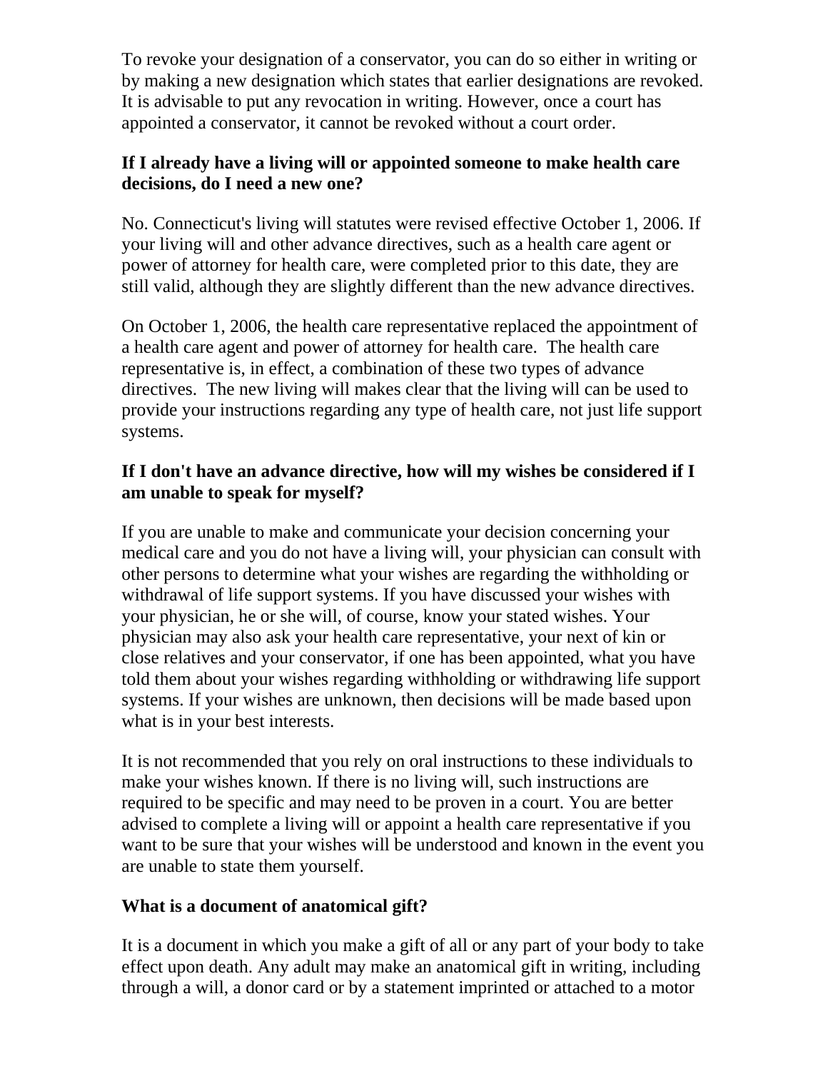To revoke your designation of a conservator, you can do so either in writing or by making a new designation which states that earlier designations are revoked. It is advisable to put any revocation in writing. However, once a court has appointed a conservator, it cannot be revoked without a court order.

**If I already have a living will or appointed someone to make health care decisions, do I need a new one?**

No. Connecticut's living will statutes were revised effective October 1, 2006. If your living will and other advance directives, such as a health care agent or power of attorney for health care, were completed prior to this date, they are still valid, although they are slightly different than the new advance directives.

On October 1, 2006, the health care representative replaced the appointment of a health care agent and power of attorney for health care. The health care representative is, in effect, a combination of these two types of advance directives. The new living will makes clear that the living will can be used to provide your instructions regarding any type of health care, not just life support systems.

**If I don't have an advance directive, how will my wishes be considered if I am unable to speak for myself?**

If you are unable to make and communicate your decision concerning your medical care and you do not have a living will, your physician can consult with other persons to determine what your wishes are regarding the withholding or withdrawal of life support systems. If you have discussed your wishes with your physician, he or she will, of course, know your stated wishes. Your physician may also ask your health care representative, your next of kin or close relatives and your conservator, if one has been appointed, what you have told them about your wishes regarding withholding or withdrawing life support systems. If your wishes are unknown, then decisions will be made based upon what is in your best interests.

It is not recommended that you rely on oral instructions to these individuals to make your wishes known. If there is no living will, such instructions are required to be specific and may need to be proven in a court. You are better advised to complete a living will or appoint a health care representative if you want to be sure that your wishes will be understood and known in the event you are unable to state them yourself.

**What is a document of anatomical gift?**

It is a document in which you make a gift of all or any part of your body to take effect upon death. Any adult may make an anatomical gift in writing, including through a will, a donor card or by a statement imprinted or attached to a motor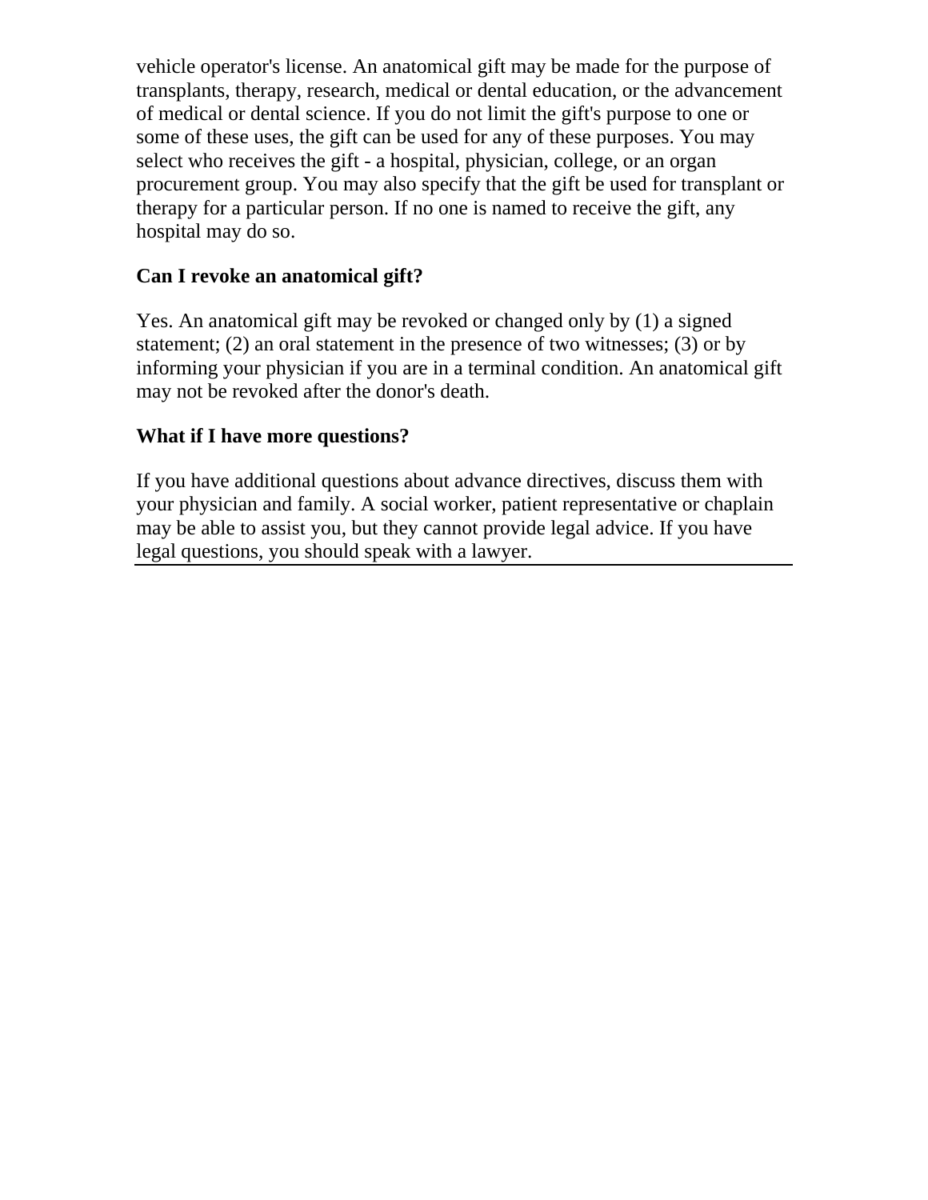vehicle operator's license. An anatomical gift may be made for the purpose of transplants, therapy, research, medical or dental education, or the advancement of medical or dental science. If you do not limit the gift's purpose to one or some of these uses, the gift can be used for any of these purposes. You may select who receives the gift - a hospital, physician, college, or an organ procurement group. You may also specify that the gift be used for transplant or therapy for a particular person. If no one is named to receive the gift, any hospital may do so.

### Can I revoke an anatomical gift?

Yes. An anatomical gift may be revoked or changed only by (1) a signed statement; (2) an oral statement in the presence of two witnesses; (3) or by informing your physician if you are in a terminal condition. An anatomical gift may not be revoked after the donor's death.

### What if I have more questions?

If you have additional questions about advance directives, discuss them with your physician and family. A social worker, patient representative or chaplain may be able to assist you, but they cannot provide legal advice. If you have legal questions, you should speak with a lawyer.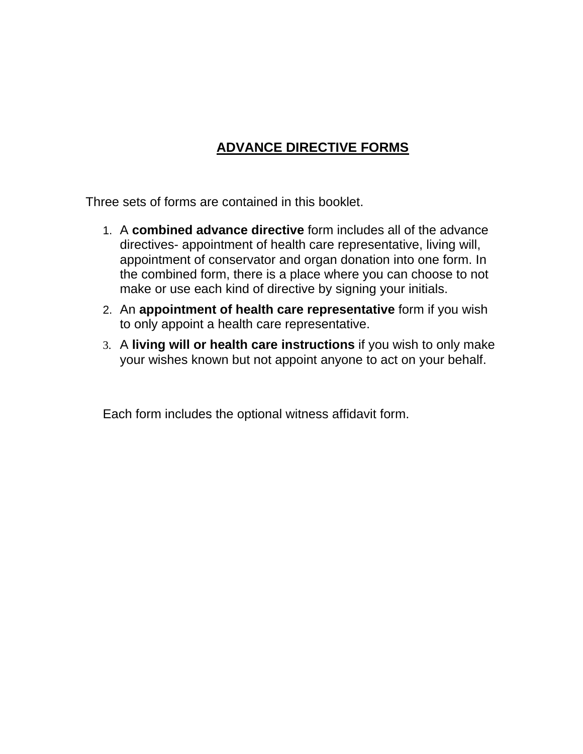# ADVANCE DIRECTIVE FORMS

Three sets of forms are contained in this booklet.

1. A **combined advance directive** form includes all of the advance directives- appointment of health care representative, living will, appointment of conservator and organ donation into one form. In the combined form, there is a place where you can choose to not make or use each kind of directive by signing your initials.
2. An **appointment of health care representative** form if you wish to only appoint a health care representative.
3. A **living will or health care instructions** if you wish to only make your wishes known but not appoint anyone to act on your behalf.

Each form includes the optional witness affidavit form.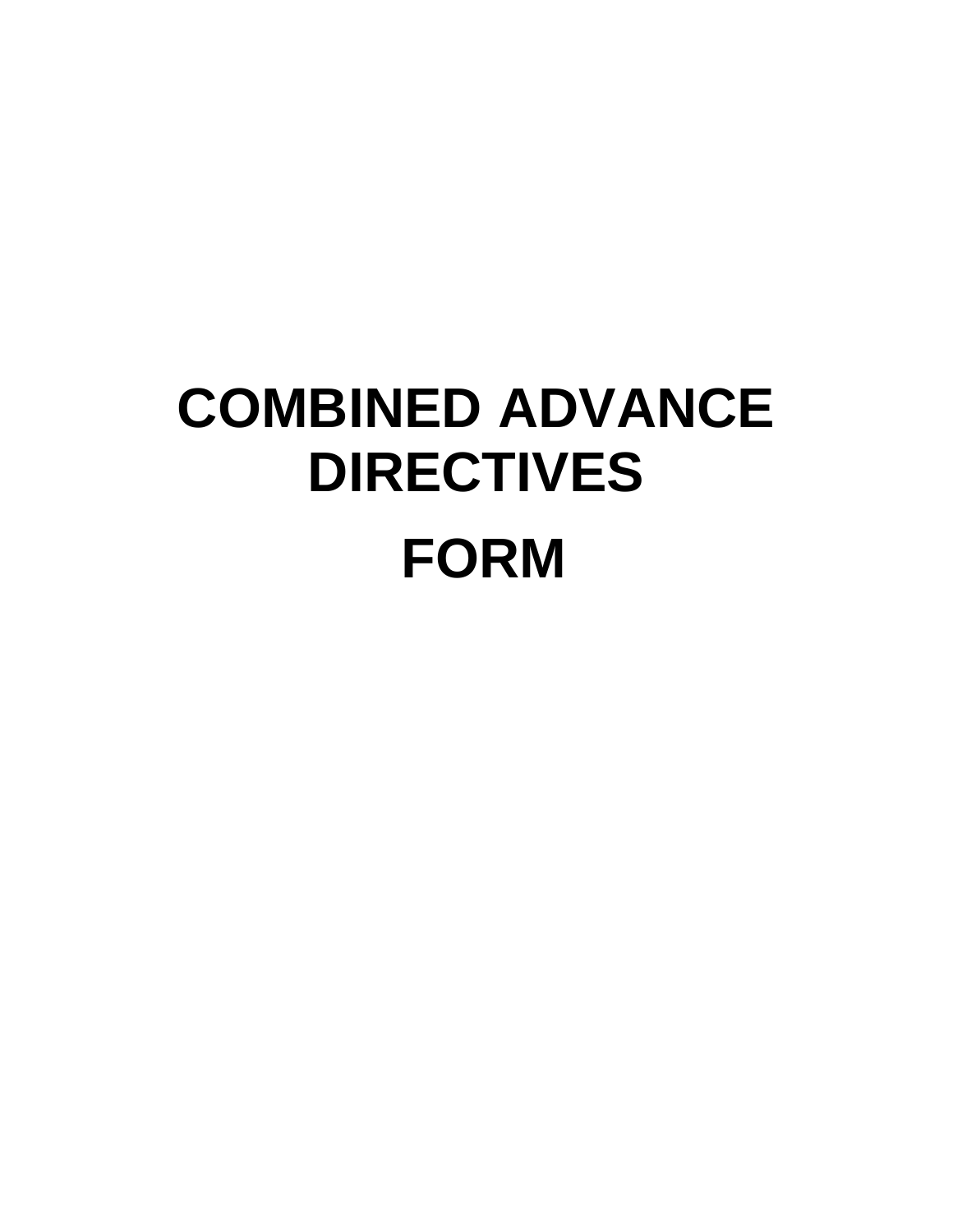# COMBINED ADVANCE DIRECTIVES

# FORM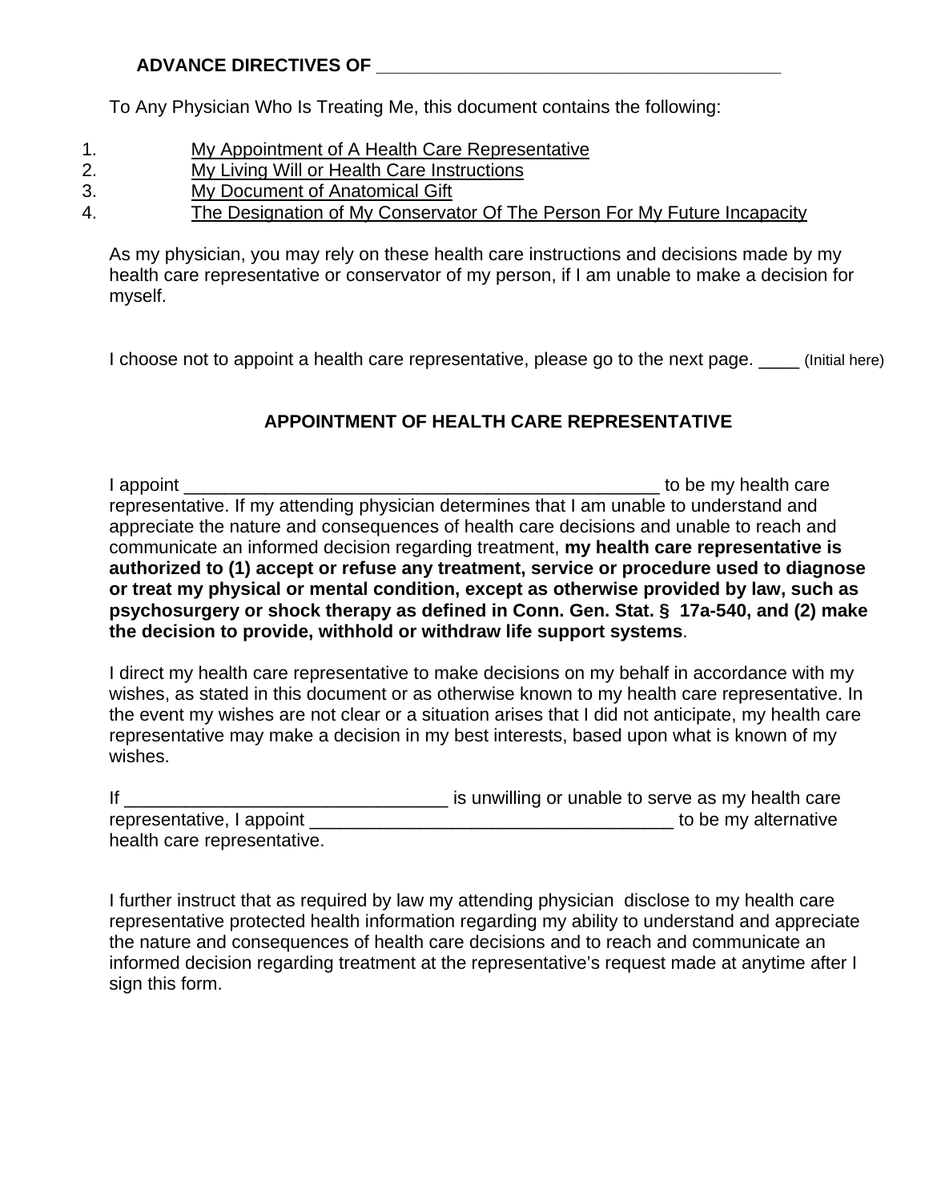**ADVANCE DIRECTIVES OF ________________________________________**

To Any Physician Who Is Treating Me, this document contains the following:

1. My Appointment of A Health Care Representative
2. My Living Will or Health Care Instructions
3. My Document of Anatomical Gift
4. The Designation of My Conservator Of The Person For My Future Incapacity

As my physician, you may rely on these health care instructions and decisions made by my health care representative or conservator of my person, if I am unable to make a decision for myself.

I choose not to appoint a health care representative, please go to the next page. ____ (Initial here)

## APPOINTMENT OF HEALTH CARE REPRESENTATIVE

I appoint ________________________________________________ to be my health care representative. If my attending physician determines that I am unable to understand and appreciate the nature and consequences of health care decisions and unable to reach and communicate an informed decision regarding treatment, **my health care representative is authorized to (1) accept or refuse any treatment, service or procedure used to diagnose or treat my physical or mental condition, except as otherwise provided by law, such as psychosurgery or shock therapy as defined in Conn. Gen. Stat. § 17a-540, and (2) make the decision to provide, withhold or withdraw life support systems**.

I direct my health care representative to make decisions on my behalf in accordance with my wishes, as stated in this document or as otherwise known to my health care representative. In the event my wishes are not clear or a situation arises that I did not anticipate, my health care representative may make a decision in my best interests, based upon what is known of my wishes.

If ________________________________ is unwilling or unable to serve as my health care representative, I appoint ____________________________________ to be my alternative health care representative.

I further instruct that as required by law my attending physician disclose to my health care representative protected health information regarding my ability to understand and appreciate the nature and consequences of health care decisions and to reach and communicate an informed decision regarding treatment at the representative's request made at anytime after I sign this form.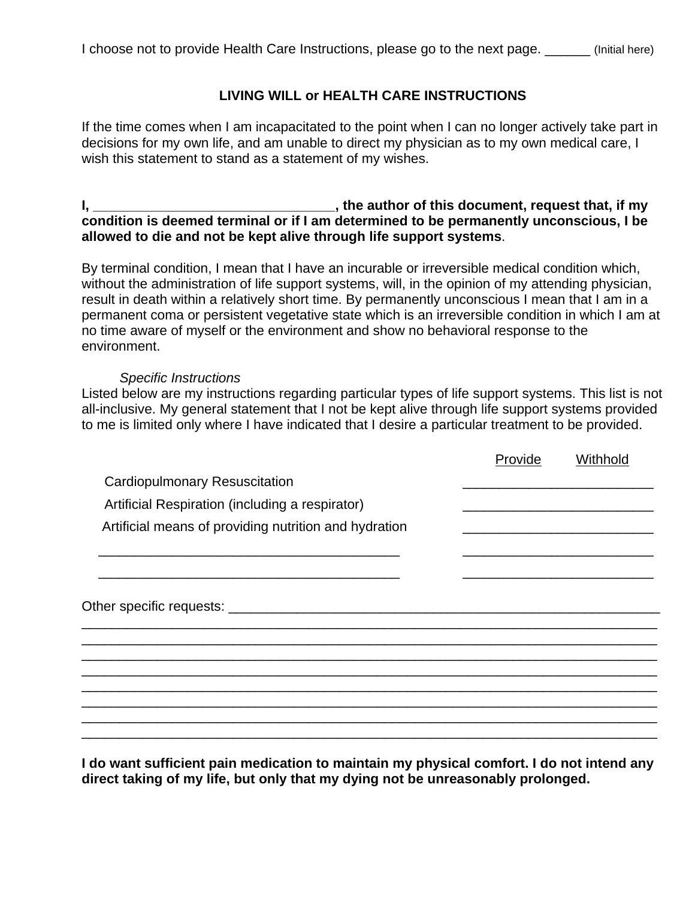I choose not to provide Health Care Instructions, please go to the next page. ______ (Initial here)

## LIVING WILL or HEALTH CARE INSTRUCTIONS

If the time comes when I am incapacitated to the point when I can no longer actively take part in decisions for my own life, and am unable to direct my physician as to my own medical care, I wish this statement to stand as a statement of my wishes.

**I, _______________________________, the author of this document, request that, if my condition is deemed terminal or if I am determined to be permanently unconscious, I be allowed to die and not be kept alive through life support systems**.

By terminal condition, I mean that I have an incurable or irreversible medical condition which, without the administration of life support systems, will, in the opinion of my attending physician, result in death within a relatively short time. By permanently unconscious I mean that I am in a permanent coma or persistent vegetative state which is an irreversible condition in which I am at no time aware of myself or the environment and show no behavioral response to the environment.

*Specific Instructions*

Listed below are my instructions regarding particular types of life support systems. This list is not all-inclusive. My general statement that I not be kept alive through life support systems provided to me is limited only where I have indicated that I desire a particular treatment to be provided.

| | Provide | Withhold |
|---|---|---|
| Cardiopulmonary Resuscitation | ____________ | ____________ |
| Artificial Respiration (including a respirator) | ____________ | ____________ |
| Artificial means of providing nutrition and hydration | ____________ | ____________ |
| ________________________________________ | ____________ | ____________ |
| ________________________________________ | ____________ | ____________ |

Other specific requests: __________________________________________________________
_____________________________________________________________________________
_____________________________________________________________________________
_____________________________________________________________________________
_____________________________________________________________________________
_____________________________________________________________________________
_____________________________________________________________________________
_____________________________________________________________________________
_____________________________________________________________________________

**I do want sufficient pain medication to maintain my physical comfort. I do not intend any direct taking of my life, but only that my dying not be unreasonably prolonged.**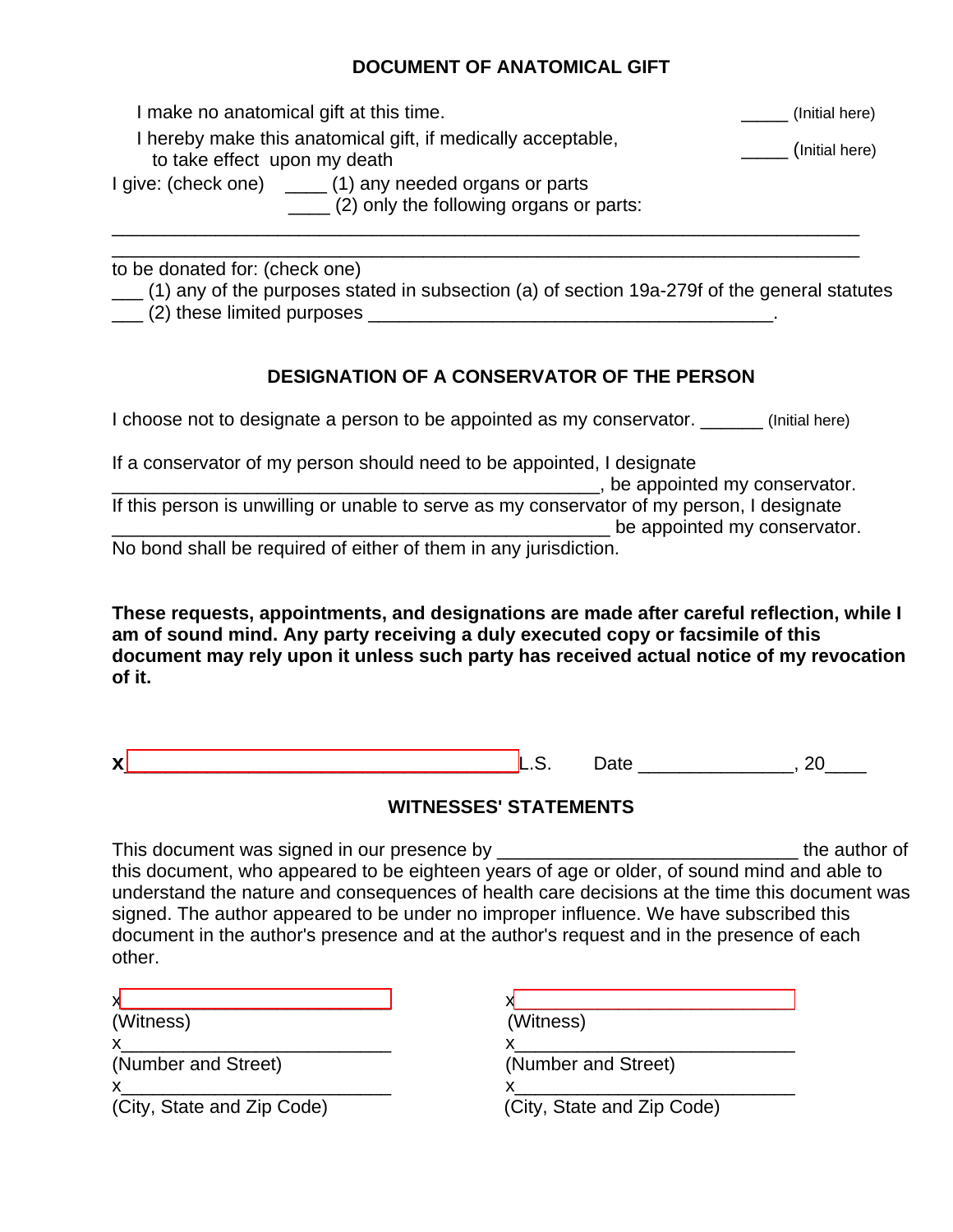## DOCUMENT OF ANATOMICAL GIFT

I make no anatomical gift at this time. _____ (Initial here)

I hereby make this anatomical gift, if medically acceptable, to take effect upon my death _____ (Initial here)

I give: (check one) ____ (1) any needed organs or parts
____ (2) only the following organs or parts:

______________________________________________________________________
______________________________________________________________________

to be donated for: (check one)
___ (1) any of the purposes stated in subsection (a) of section 19a-279f of the general statutes
___ (2) these limited purposes ________________________________________.

## DESIGNATION OF A CONSERVATOR OF THE PERSON

I choose not to designate a person to be appointed as my conservator. ______ (Initial here)

If a conservator of my person should need to be appointed, I designate ________________________________________________, be appointed my conservator. If this person is unwilling or unable to serve as my conservator of my person, I designate _________________________________________________ be appointed my conservator. No bond shall be required of either of them in any jurisdiction.

**These requests, appointments, and designations are made after careful reflection, while I am of sound mind. Any party receiving a duly executed copy or facsimile of this document may rely upon it unless such party has received actual notice of my revocation of it.**

x______________________________________L.S. Date _______________, 20____

## WITNESSES' STATEMENTS

This document was signed in our presence by _____________________________ the author of this document, who appeared to be eighteen years of age or older, of sound mind and able to understand the nature and consequences of health care decisions at the time this document was signed. The author appeared to be under no improper influence. We have subscribed this document in the author's presence and at the author's request and in the presence of each other.

x___________________________
(Witness)
x___________________________
(Number and Street)
x___________________________
(City, State and Zip Code)

x___________________________
(Witness)
x___________________________
(Number and Street)
x___________________________
(City, State and Zip Code)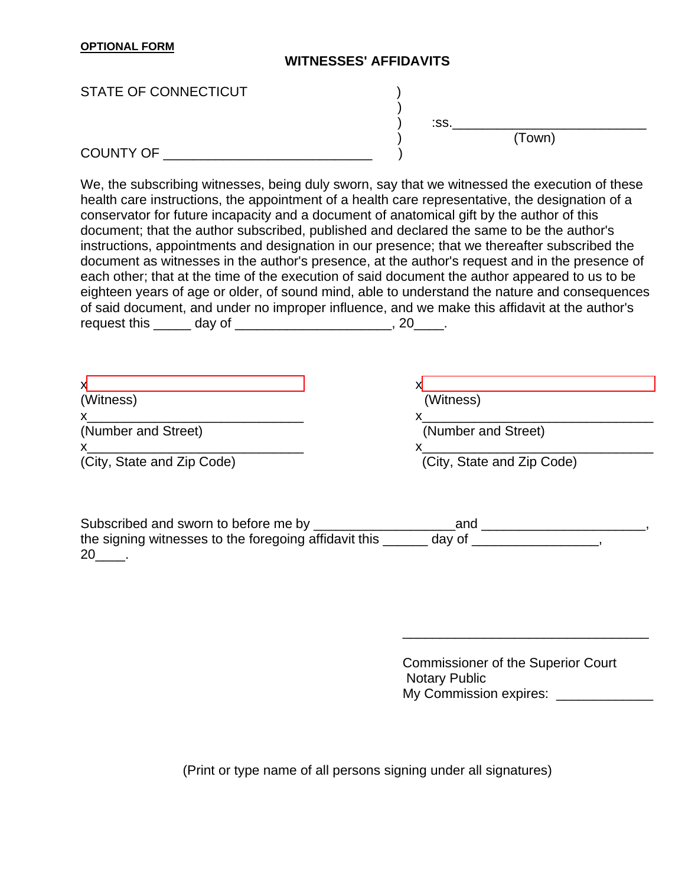**OPTIONAL FORM**

## WITNESSES' AFFIDAVITS

STATE OF CONNECTICUT )
)
) :ss.__________________________
) (Town)
COUNTY OF ____________________________ )

We, the subscribing witnesses, being duly sworn, say that we witnessed the execution of these health care instructions, the appointment of a health care representative, the designation of a conservator for future incapacity and a document of anatomical gift by the author of this document; that the author subscribed, published and declared the same to be the author's instructions, appointments and designation in our presence; that we thereafter subscribed the document as witnesses in the author's presence, at the author's request and in the presence of each other; that at the time of the execution of said document the author appeared to us to be eighteen years of age or older, of sound mind, able to understand the nature and consequences of said document, and under no improper influence, and we make this affidavit at the author's request this _____ day of _____________________, 20____.

x______________________________
(Witness)
x______________________________
(Number and Street)
x______________________________
(City, State and Zip Code)

x________________________________
(Witness)
x________________________________
(Number and Street)
x________________________________
(City, State and Zip Code)

Subscribed and sworn to before me by ___________________and ______________________, the signing witnesses to the foregoing affidavit this ______ day of _________________, 20____.

_________________________________

Commissioner of the Superior Court
Notary Public
My Commission expires: _____________

(Print or type name of all persons signing under all signatures)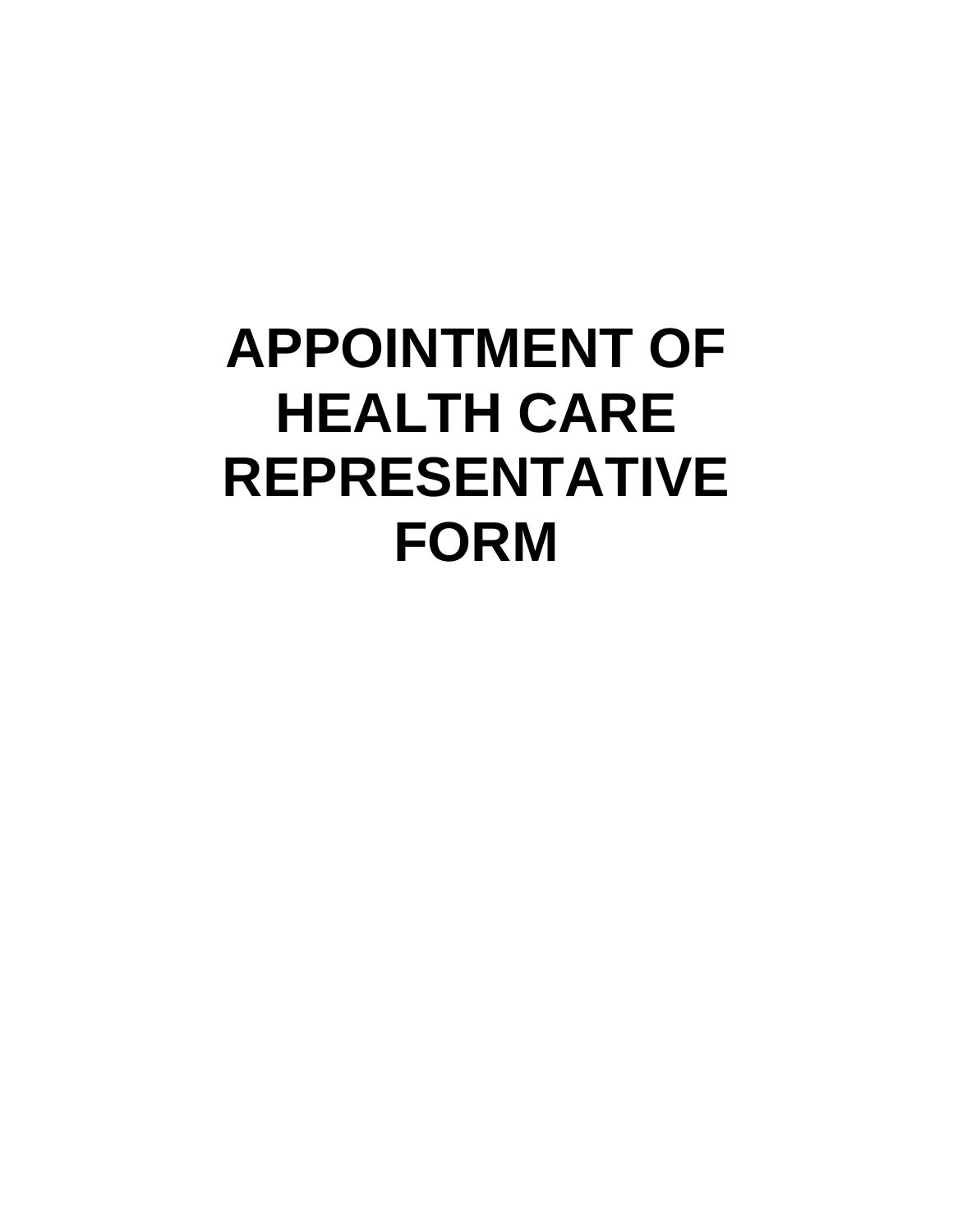# APPOINTMENT OF HEALTH CARE REPRESENTATIVE FORM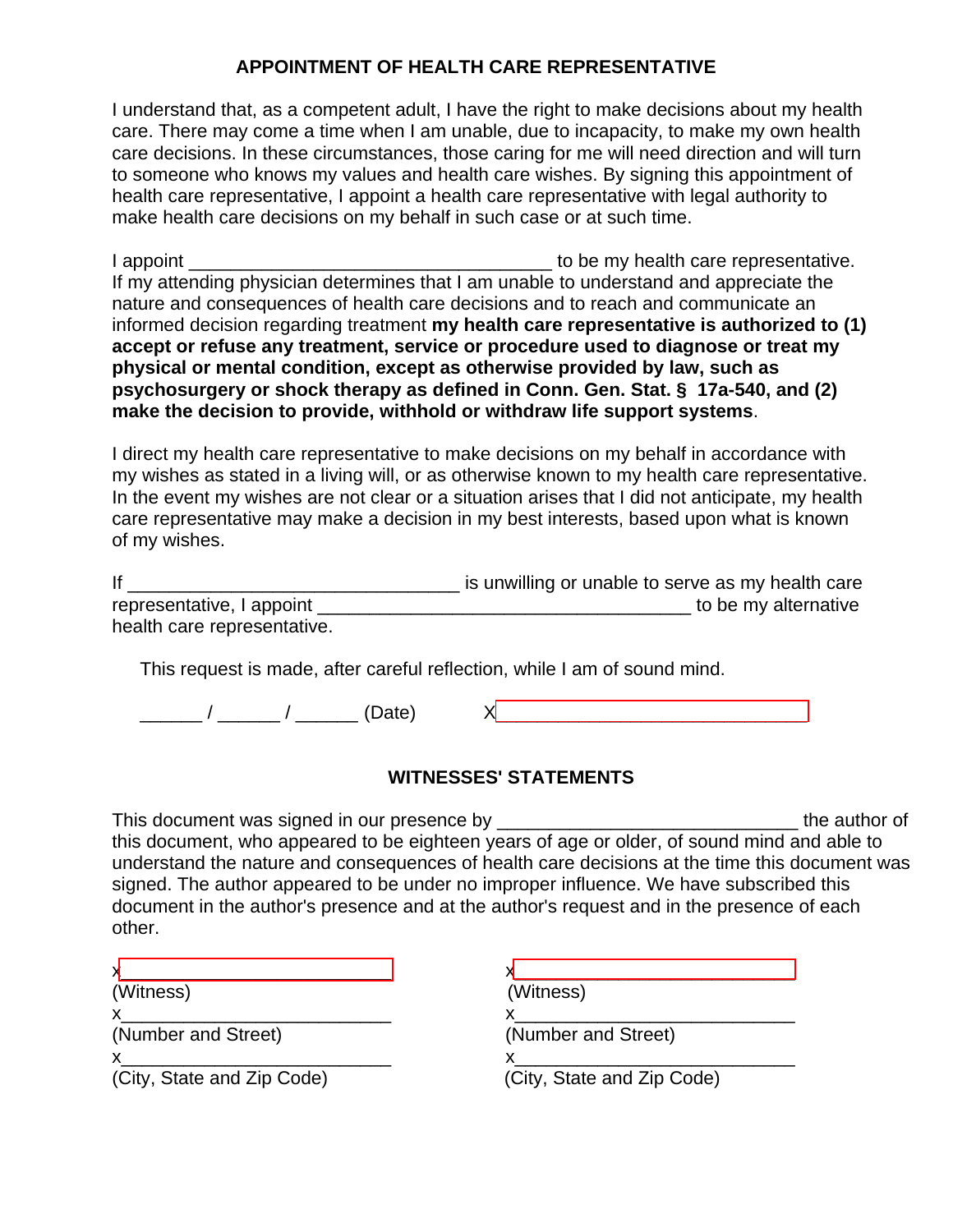## APPOINTMENT OF HEALTH CARE REPRESENTATIVE

I understand that, as a competent adult, I have the right to make decisions about my health care. There may come a time when I am unable, due to incapacity, to make my own health care decisions. In these circumstances, those caring for me will need direction and will turn to someone who knows my values and health care wishes. By signing this appointment of health care representative, I appoint a health care representative with legal authority to make health care decisions on my behalf in such case or at such time.

I appoint ___________________________________ to be my health care representative. If my attending physician determines that I am unable to understand and appreciate the nature and consequences of health care decisions and to reach and communicate an informed decision regarding treatment **my health care representative is authorized to (1) accept or refuse any treatment, service or procedure used to diagnose or treat my physical or mental condition, except as otherwise provided by law, such as psychosurgery or shock therapy as defined in Conn. Gen. Stat. § 17a-540, and (2) make the decision to provide, withhold or withdraw life support systems**.

I direct my health care representative to make decisions on my behalf in accordance with my wishes as stated in a living will, or as otherwise known to my health care representative. In the event my wishes are not clear or a situation arises that I did not anticipate, my health care representative may make a decision in my best interests, based upon what is known of my wishes.

If ________________________________ is unwilling or unable to serve as my health care representative, I appoint ____________________________________ to be my alternative health care representative.

This request is made, after careful reflection, while I am of sound mind.

______ / ______ / ______ (Date)  X______________________________

### WITNESSES' STATEMENTS

This document was signed in our presence by _____________________________ the author of this document, who appeared to be eighteen years of age or older, of sound mind and able to understand the nature and consequences of health care decisions at the time this document was signed. The author appeared to be under no improper influence. We have subscribed this document in the author's presence and at the author's request and in the presence of each other.

x__________________________
(Witness)
x__________________________
(Number and Street)
x__________________________
(City, State and Zip Code)

x__________________________
(Witness)
x__________________________
(Number and Street)
x__________________________
(City, State and Zip Code)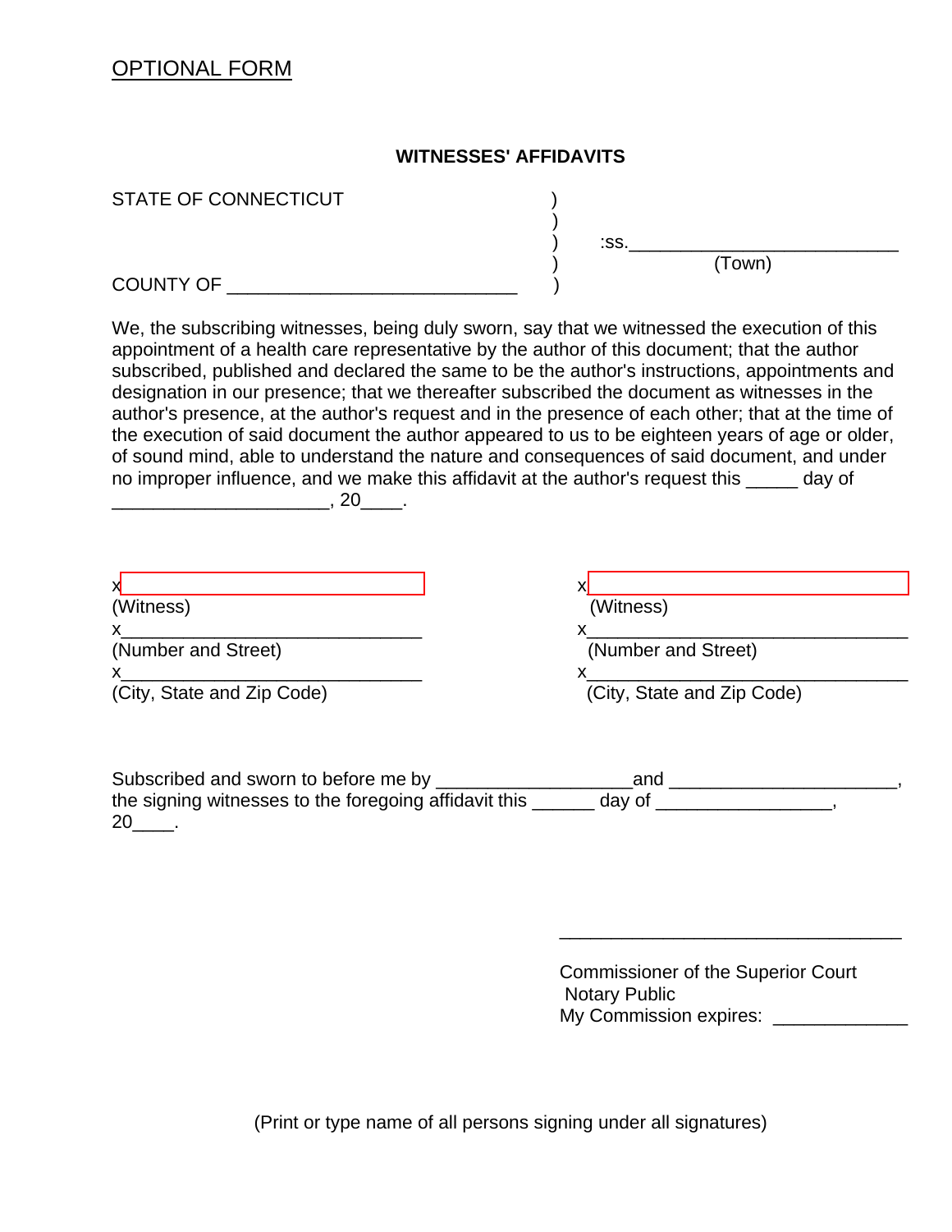OPTIONAL FORM

**WITNESSES' AFFIDAVITS**

STATE OF CONNECTICUT )
)
) :ss.___________________________
) (Town)
COUNTY OF ____________________________ )

We, the subscribing witnesses, being duly sworn, say that we witnessed the execution of this appointment of a health care representative by the author of this document; that the author subscribed, published and declared the same to be the author's instructions, appointments and designation in our presence; that we thereafter subscribed the document as witnesses in the author's presence, at the author's request and in the presence of each other; that at the time of the execution of said document the author appeared to us to be eighteen years of age or older, of sound mind, able to understand the nature and consequences of said document, and under no improper influence, and we make this affidavit at the author's request this _____ day of _____________________, 20____.

x______________________________
(Witness)
x______________________________
(Number and Street)
x______________________________
(City, State and Zip Code)

x______________________________
(Witness)
x______________________________
(Number and Street)
x______________________________
(City, State and Zip Code)

Subscribed and sworn to before me by ___________________and ______________________, the signing witnesses to the foregoing affidavit this ______ day of _________________, 20____.

_________________________________
Commissioner of the Superior Court
Notary Public
My Commission expires: _____________

(Print or type name of all persons signing under all signatures)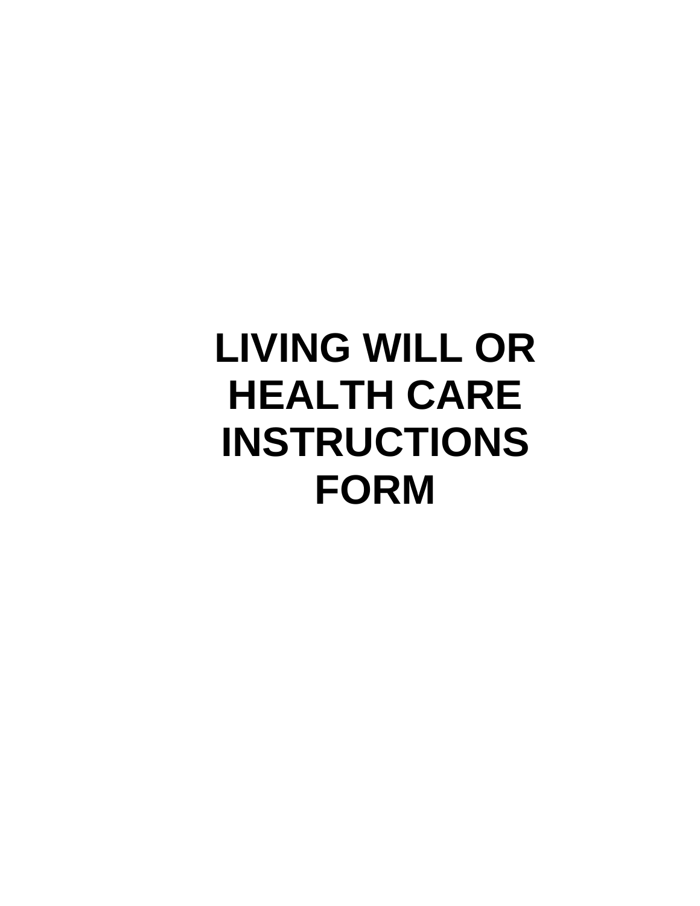# LIVING WILL OR HEALTH CARE INSTRUCTIONS FORM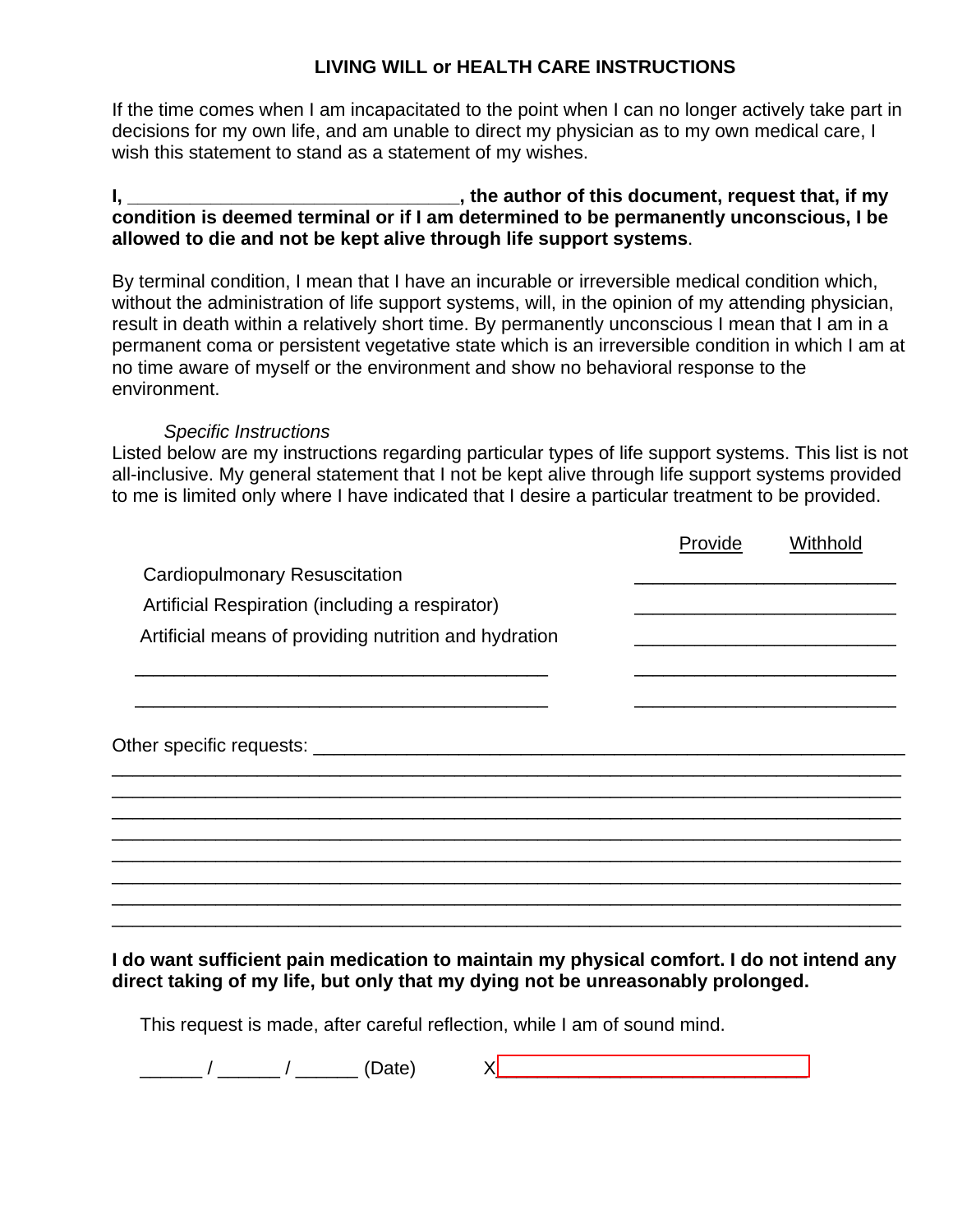# LIVING WILL or HEALTH CARE INSTRUCTIONS

If the time comes when I am incapacitated to the point when I can no longer actively take part in decisions for my own life, and am unable to direct my physician as to my own medical care, I wish this statement to stand as a statement of my wishes.

**I, ______________________________, the author of this document, request that, if my condition is deemed terminal or if I am determined to be permanently unconscious, I be allowed to die and not be kept alive through life support systems**.

By terminal condition, I mean that I have an incurable or irreversible medical condition which, without the administration of life support systems, will, in the opinion of my attending physician, result in death within a relatively short time. By permanently unconscious I mean that I am in a permanent coma or persistent vegetative state which is an irreversible condition in which I am at no time aware of myself or the environment and show no behavioral response to the environment.

*Specific Instructions*

Listed below are my instructions regarding particular types of life support systems. This list is not all-inclusive. My general statement that I not be kept alive through life support systems provided to me is limited only where I have indicated that I desire a particular treatment to be provided.

| | Provide | Withhold |
|---|---|---|
| Cardiopulmonary Resuscitation | ____________ | ____________ |
| Artificial Respiration (including a respirator) | ____________ | ____________ |
| Artificial means of providing nutrition and hydration | ____________ | ____________ |
| ________________________________________ | ____________ | ____________ |
| ________________________________________ | ____________ | ____________ |

Other specific requests: ________________________________________________________
____________________________________________________________________________
____________________________________________________________________________
____________________________________________________________________________
____________________________________________________________________________
____________________________________________________________________________
____________________________________________________________________________
____________________________________________________________________________
____________________________________________________________________________

**I do want sufficient pain medication to maintain my physical comfort. I do not intend any direct taking of my life, but only that my dying not be unreasonably prolonged.**

This request is made, after careful reflection, while I am of sound mind.

______ / ______ / ______ (Date)    X______________________________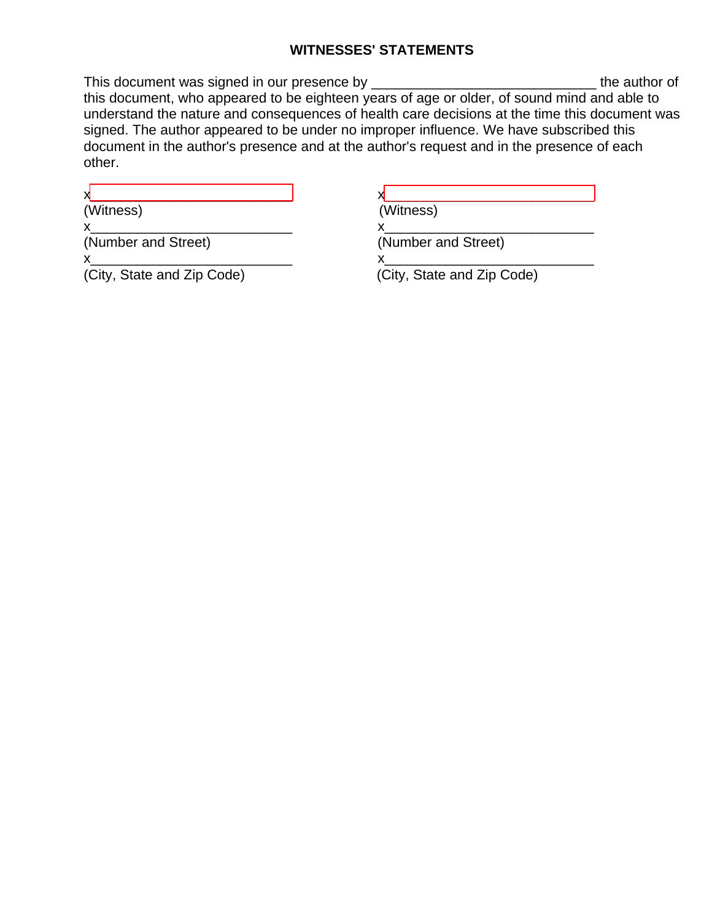## WITNESSES' STATEMENTS

This document was signed in our presence by ______________________________ the author of this document, who appeared to be eighteen years of age or older, of sound mind and able to understand the nature and consequences of health care decisions at the time this document was signed. The author appeared to be under no improper influence. We have subscribed this document in the author's presence and at the author's request and in the presence of each other.

x___________________________
(Witness)
x___________________________
(Number and Street)
x___________________________
(City, State and Zip Code)

x___________________________
(Witness)
x___________________________
(Number and Street)
x___________________________
(City, State and Zip Code)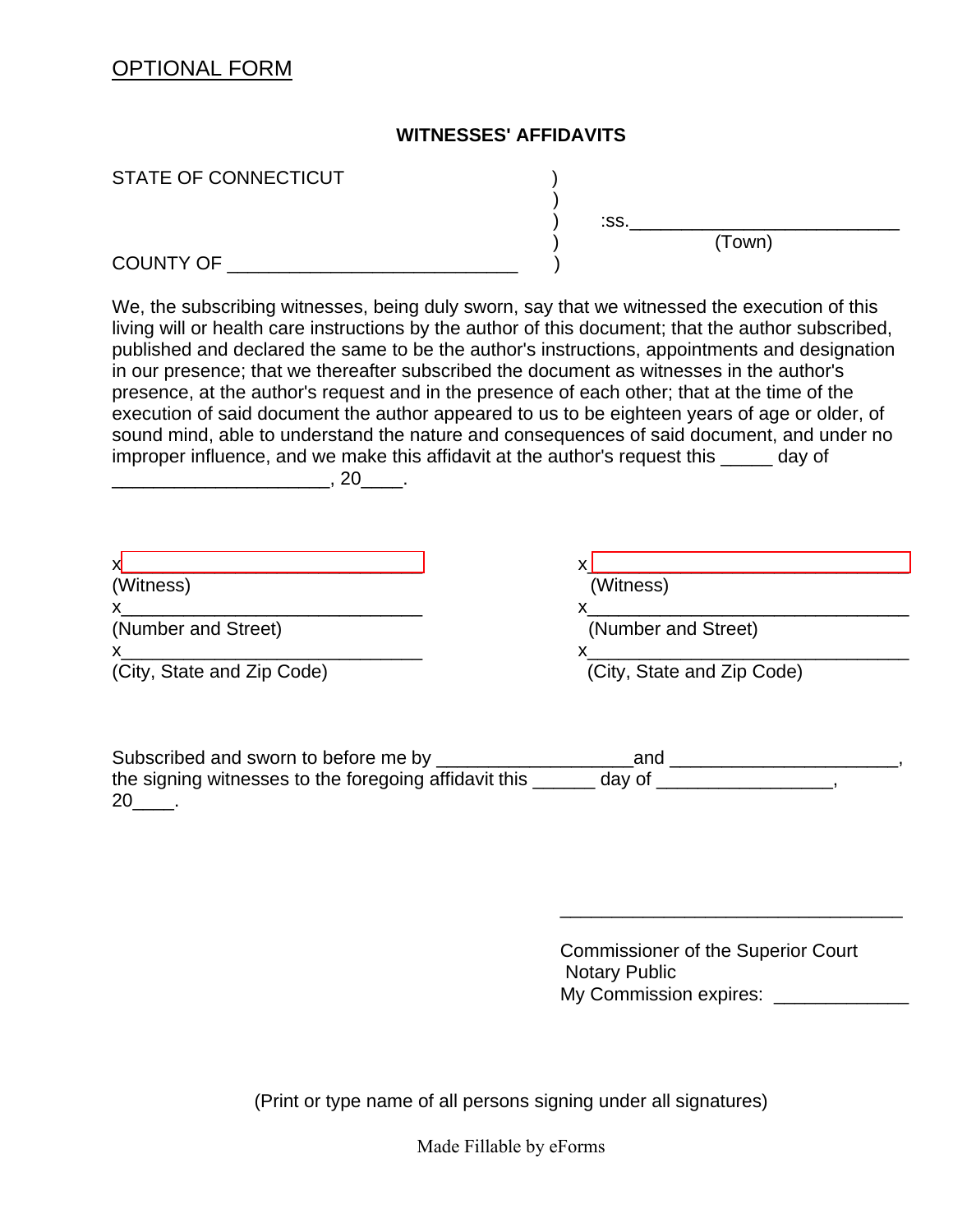OPTIONAL FORM

**WITNESSES' AFFIDAVITS**

STATE OF CONNECTICUT )
)
) :ss.__________________________
) (Town)
COUNTY OF ____________________________ )

We, the subscribing witnesses, being duly sworn, say that we witnessed the execution of this living will or health care instructions by the author of this document; that the author subscribed, published and declared the same to be the author's instructions, appointments and designation in our presence; that we thereafter subscribed the document as witnesses in the author's presence, at the author's request and in the presence of each other; that at the time of the execution of said document the author appeared to us to be eighteen years of age or older, of sound mind, able to understand the nature and consequences of said document, and under no improper influence, and we make this affidavit at the author's request this _____ day of _____________________, 20____.

x_______________________________
(Witness)
x_______________________________
(Number and Street)
x_______________________________
(City, State and Zip Code)

x_______________________________
(Witness)
x_______________________________
(Number and Street)
x_______________________________
(City, State and Zip Code)

Subscribed and sworn to before me by __________________and _____________________, the signing witnesses to the foregoing affidavit this ______ day of ________________, 20____.

_________________________________

Commissioner of the Superior Court
Notary Public
My Commission expires: _____________

(Print or type name of all persons signing under all signatures)

Made Fillable by eForms